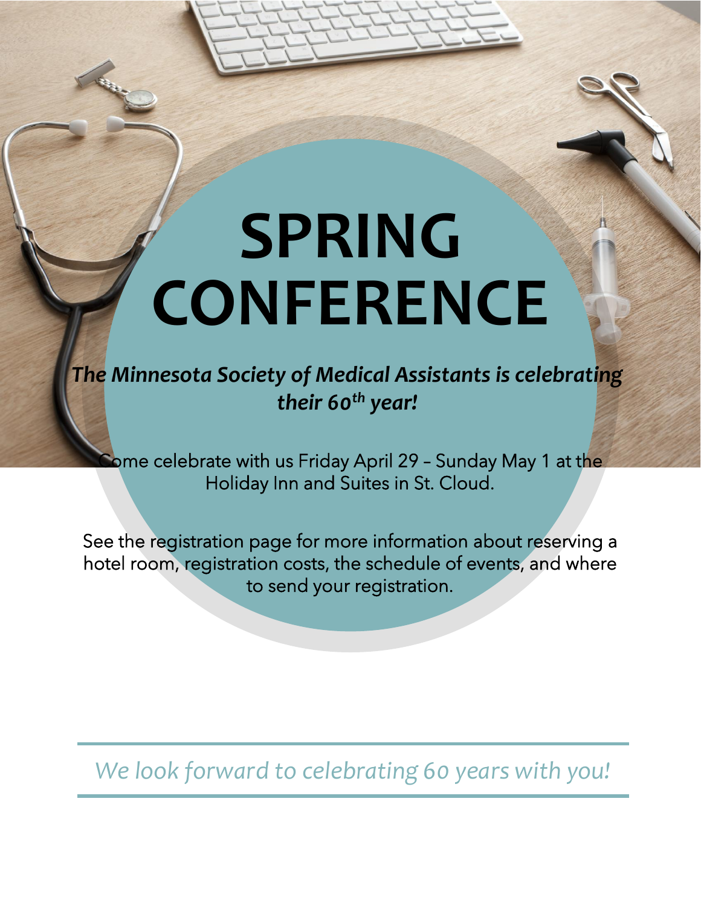# SPRING CONFERENCE

***The Minnesota Society of Medical Assistants is celebrating their 60th year!***

Come celebrate with us Friday April 29 – Sunday May 1 at the Holiday Inn and Suites in St. Cloud.

See the registration page for more information about reserving a hotel room, registration costs, the schedule of events, and where to send your registration.

*We look forward to celebrating 60 years with you!*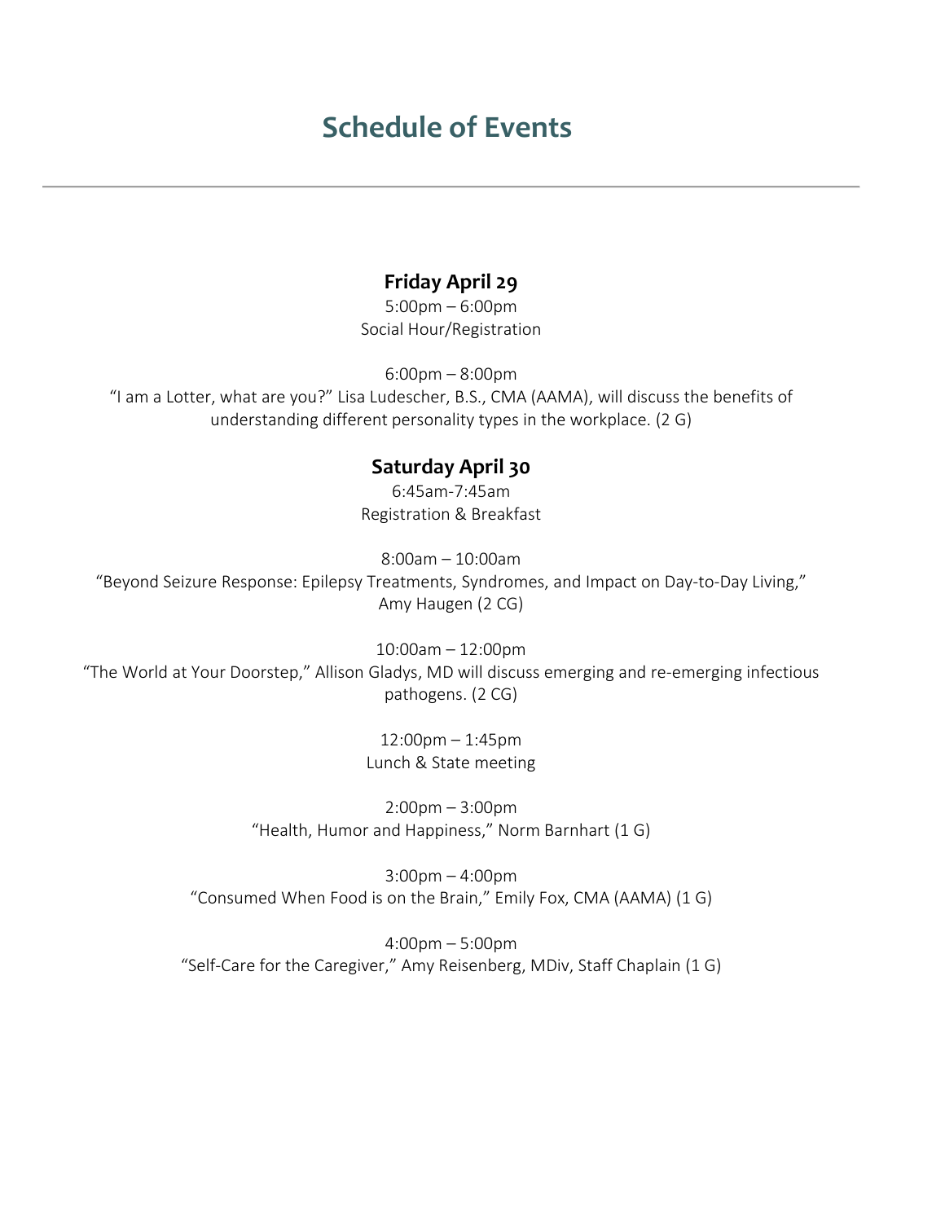# Schedule of Events

---

## Friday April 29

5:00pm – 6:00pm
Social Hour/Registration

6:00pm – 8:00pm
"I am a Lotter, what are you?" Lisa Ludescher, B.S., CMA (AAMA), will discuss the benefits of understanding different personality types in the workplace. (2 G)

## Saturday April 30

6:45am-7:45am
Registration & Breakfast

8:00am – 10:00am
"Beyond Seizure Response: Epilepsy Treatments, Syndromes, and Impact on Day-to-Day Living," Amy Haugen (2 CG)

10:00am – 12:00pm
"The World at Your Doorstep," Allison Gladys, MD will discuss emerging and re-emerging infectious pathogens. (2 CG)

12:00pm – 1:45pm
Lunch & State meeting

2:00pm – 3:00pm
"Health, Humor and Happiness," Norm Barnhart (1 G)

3:00pm – 4:00pm
"Consumed When Food is on the Brain," Emily Fox, CMA (AAMA) (1 G)

4:00pm – 5:00pm
"Self-Care for the Caregiver," Amy Reisenberg, MDiv, Staff Chaplain (1 G)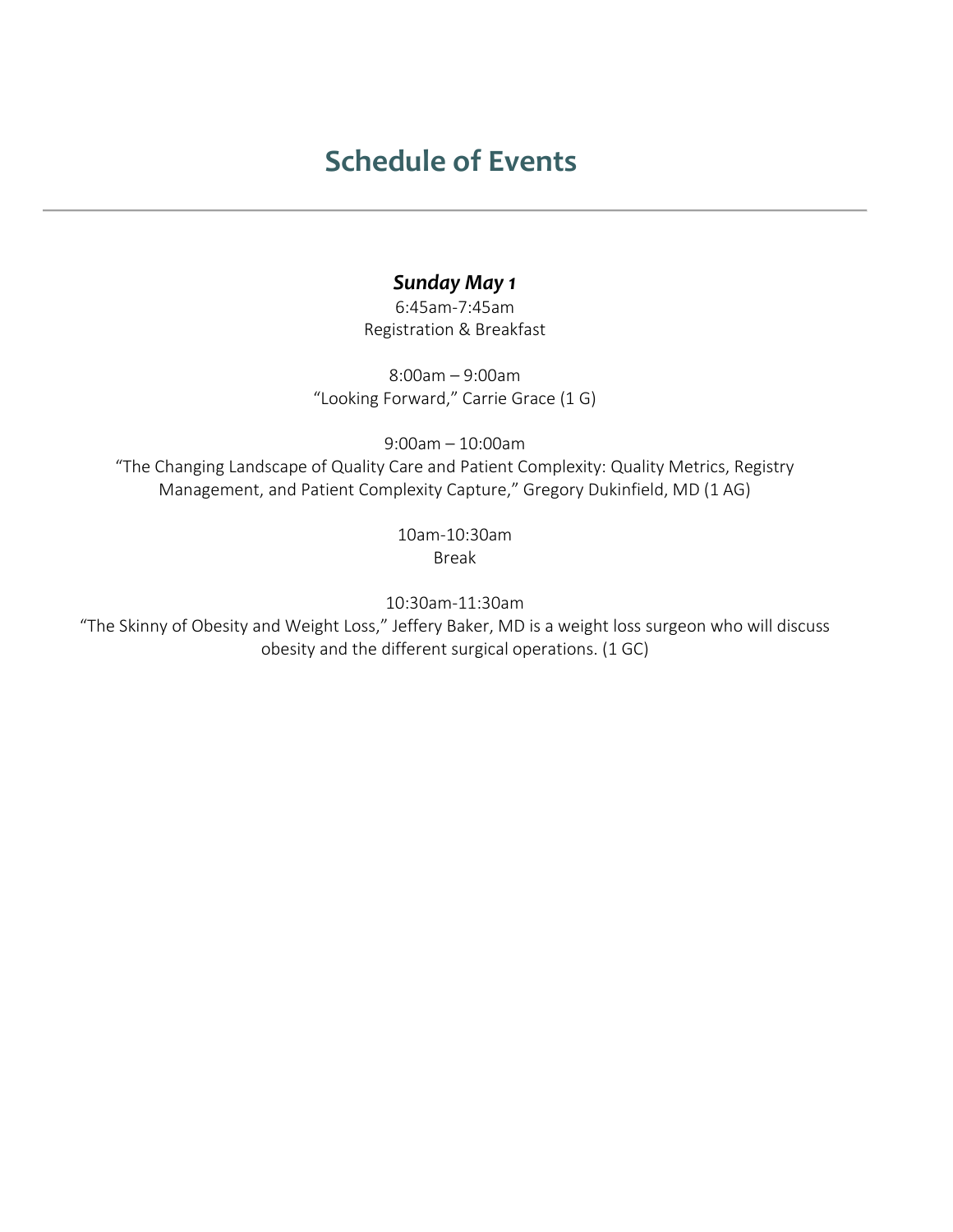# Schedule of Events

---

***Sunday May 1***

6:45am-7:45am
Registration & Breakfast

8:00am – 9:00am
"Looking Forward," Carrie Grace (1 G)

9:00am – 10:00am
"The Changing Landscape of Quality Care and Patient Complexity: Quality Metrics, Registry Management, and Patient Complexity Capture," Gregory Dukinfield, MD (1 AG)

10am-10:30am
Break

10:30am-11:30am
"The Skinny of Obesity and Weight Loss," Jeffery Baker, MD is a weight loss surgeon who will discuss obesity and the different surgical operations. (1 GC)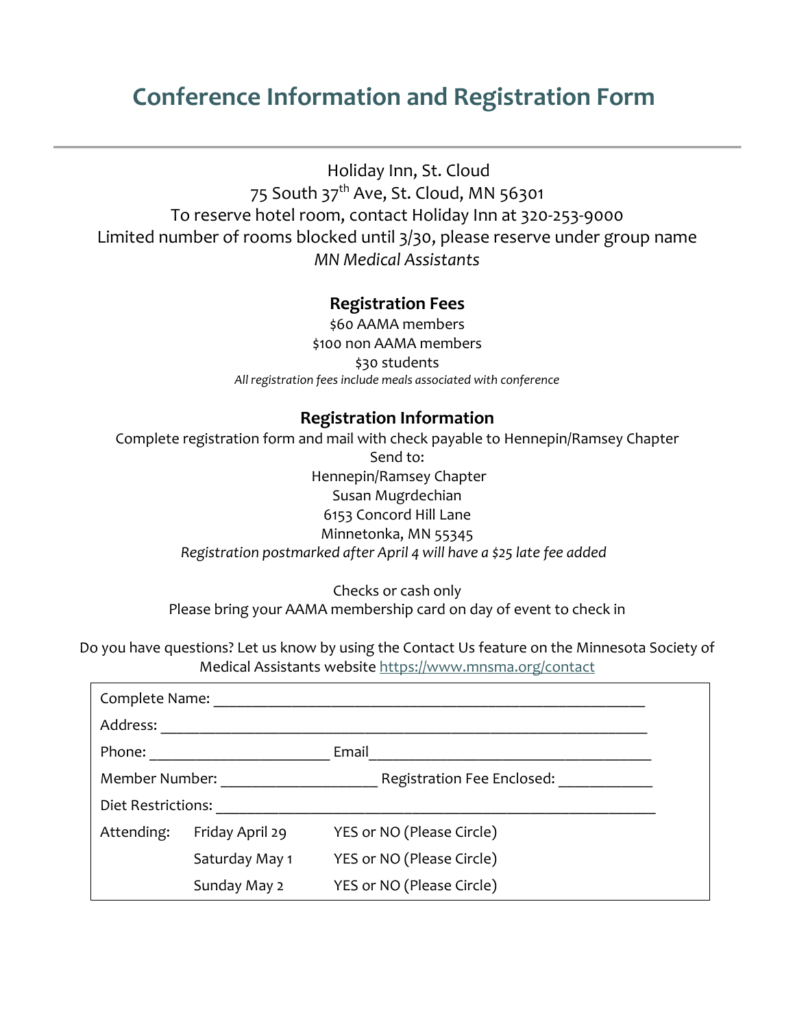# Conference Information and Registration Form

---

Holiday Inn, St. Cloud
75 South 37th Ave, St. Cloud, MN 56301
To reserve hotel room, contact Holiday Inn at 320-253-9000
Limited number of rooms blocked until 3/30, please reserve under group name
*MN Medical Assistants*

## Registration Fees

$60 AAMA members
$100 non AAMA members
$30 students
*All registration fees include meals associated with conference*

## Registration Information

Complete registration form and mail with check payable to Hennepin/Ramsey Chapter
Send to:
Hennepin/Ramsey Chapter
Susan Mugrdechian
6153 Concord Hill Lane
Minnetonka, MN 55345
*Registration postmarked after April 4 will have a $25 late fee added*

Checks or cash only
Please bring your AAMA membership card on day of event to check in

Do you have questions? Let us know by using the Contact Us feature on the Minnesota Society of Medical Assistants website https://www.mnsma.org/contact

Complete Name: ______________________________________________

Address: ______________________________________________

Phone: ____________________ Email ______________________________

Member Number: __________________ Registration Fee Enclosed: __________

Diet Restrictions: ______________________________________________

| | | |
|---|---|---|
| Attending: | Friday April 29 | YES or NO (Please Circle) |
| | Saturday May 1 | YES or NO (Please Circle) |
| | Sunday May 2 | YES or NO (Please Circle) |